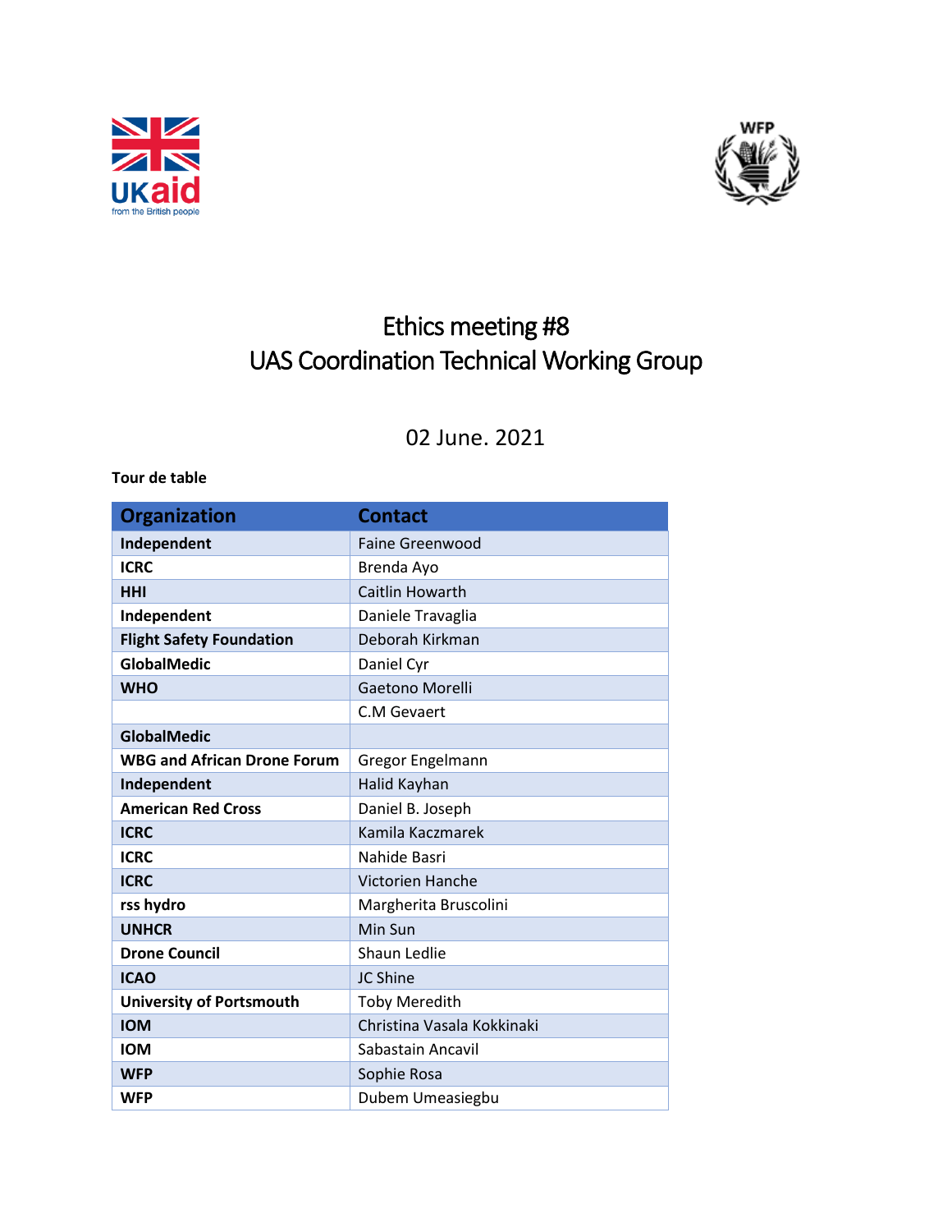# Ethics meeting #8
# UAS Coordination Technical Working Group

02 June. 2021

**Tour de table**

| Organization | Contact |
|---|---|
| **Independent** | Faine Greenwood |
| **ICRC** | Brenda Ayo |
| **HHI** | Caitlin Howarth |
| **Independent** | Daniele Travaglia |
| **Flight Safety Foundation** | Deborah Kirkman |
| **GlobalMedic** | Daniel Cyr |
| **WHO** | Gaetono Morelli |
| | C.M Gevaert |
| **GlobalMedic** | |
| **WBG and African Drone Forum** | Gregor Engelmann |
| **Independent** | Halid Kayhan |
| **American Red Cross** | Daniel B. Joseph |
| **ICRC** | Kamila Kaczmarek |
| **ICRC** | Nahide Basri |
| **ICRC** | Victorien Hanche |
| **rss hydro** | Margherita Bruscolini |
| **UNHCR** | Min Sun |
| **Drone Council** | Shaun Ledlie |
| **ICAO** | JC Shine |
| **University of Portsmouth** | Toby Meredith |
| **IOM** | Christina Vasala Kokkinaki |
| **IOM** | Sabastain Ancavil |
| **WFP** | Sophie Rosa |
| **WFP** | Dubem Umeasiegbu |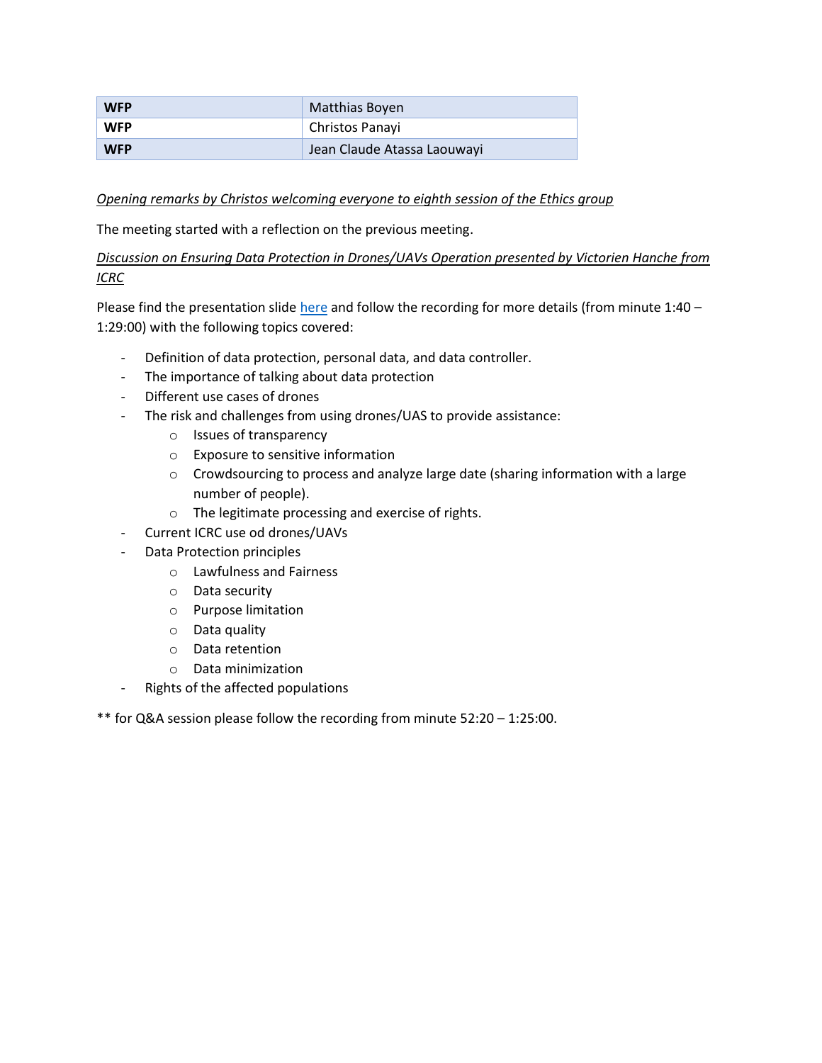| | |
|---|---|
| **WFP** | Matthias Boyen |
| **WFP** | Christos Panayi |
| **WFP** | Jean Claude Atassa Laouwayi |

*Opening remarks by Christos welcoming everyone to eighth session of the Ethics group*

The meeting started with a reflection on the previous meeting.

*Discussion on Ensuring Data Protection in Drones/UAVs Operation presented by Victorien Hanche from ICRC*

Please find the presentation slide here and follow the recording for more details (from minute 1:40 – 1:29:00) with the following topics covered:

- Definition of data protection, personal data, and data controller.
- The importance of talking about data protection
- Different use cases of drones
- The risk and challenges from using drones/UAS to provide assistance:
  - Issues of transparency
  - Exposure to sensitive information
  - Crowdsourcing to process and analyze large date (sharing information with a large number of people).
  - The legitimate processing and exercise of rights.
- Current ICRC use od drones/UAVs
- Data Protection principles
  - Lawfulness and Fairness
  - Data security
  - Purpose limitation
  - Data quality
  - Data retention
  - Data minimization
- Rights of the affected populations

** for Q&A session please follow the recording from minute 52:20 – 1:25:00.